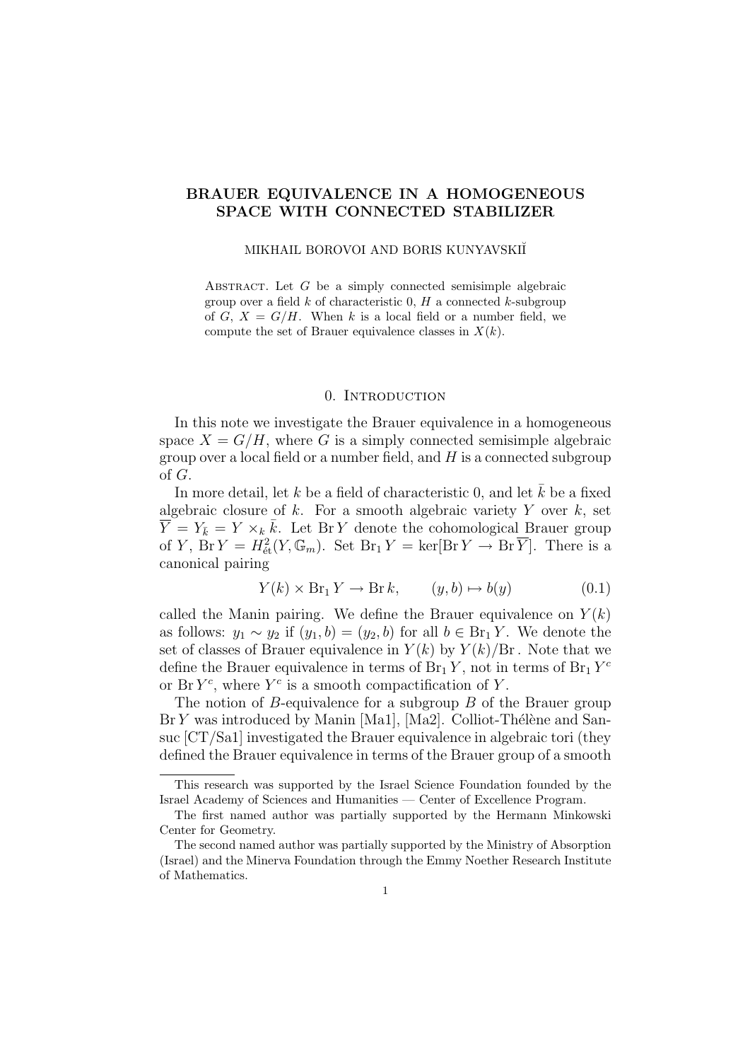# BRAUER EQUIVALENCE IN A HOMOGENEOUS SPACE WITH CONNECTED STABILIZER

MIKHAIL BOROVOI AND BORIS KUNYAVSKIĬ

Abstract. Let $G$ be a simply connected semisimple algebraic group over a field $k$ of characteristic 0, $H$ a connected $k$-subgroup of $G$, $X = G/H$. When $k$ is a local field or a number field, we compute the set of Brauer equivalence classes in $X(k)$.

## 0. Introduction

In this note we investigate the Brauer equivalence in a homogeneous space $X = G/H$, where $G$ is a simply connected semisimple algebraic group over a local field or a number field, and $H$ is a connected subgroup of $G$.

In more detail, let $k$ be a field of characteristic 0, and let $\bar{k}$ be a fixed algebraic closure of $k$. For a smooth algebraic variety $Y$ over $k$, set $\overline{Y} = Y_{\bar{k}} = Y \times_k \bar{k}$. Let $\operatorname{Br} Y$ denote the cohomological Brauer group of $Y$, $\operatorname{Br} Y = H^2_{\text{ét}}(Y, \mathbb{G}_m)$. Set $\operatorname{Br}_1 Y = \ker[\operatorname{Br} Y \to \operatorname{Br} \overline{Y}]$. There is a canonical pairing

$$Y(k) \times \operatorname{Br}_1 Y \to \operatorname{Br} k, \qquad (y, b) \mapsto b(y) \tag{0.1}$$

called the Manin pairing. We define the Brauer equivalence on $Y(k)$ as follows: $y_1 \sim y_2$ if $(y_1, b) = (y_2, b)$ for all $b \in \operatorname{Br}_1 Y$. We denote the set of classes of Brauer equivalence in $Y(k)$ by $Y(k)/\operatorname{Br}$. Note that we define the Brauer equivalence in terms of $\operatorname{Br}_1 Y$, not in terms of $\operatorname{Br}_1 Y^c$ or $\operatorname{Br} Y^c$, where $Y^c$ is a smooth compactification of $Y$.

The notion of $B$-equivalence for a subgroup $B$ of the Brauer group $\operatorname{Br} Y$ was introduced by Manin [Ma1], [Ma2]. Colliot-Thélène and Sansuc [CT/Sa1] investigated the Brauer equivalence in algebraic tori (they defined the Brauer equivalence in terms of the Brauer group of a smooth

---

This research was supported by the Israel Science Foundation founded by the Israel Academy of Sciences and Humanities — Center of Excellence Program.

The first named author was partially supported by the Hermann Minkowski Center for Geometry.

The second named author was partially supported by the Ministry of Absorption (Israel) and the Minerva Foundation through the Emmy Noether Research Institute of Mathematics.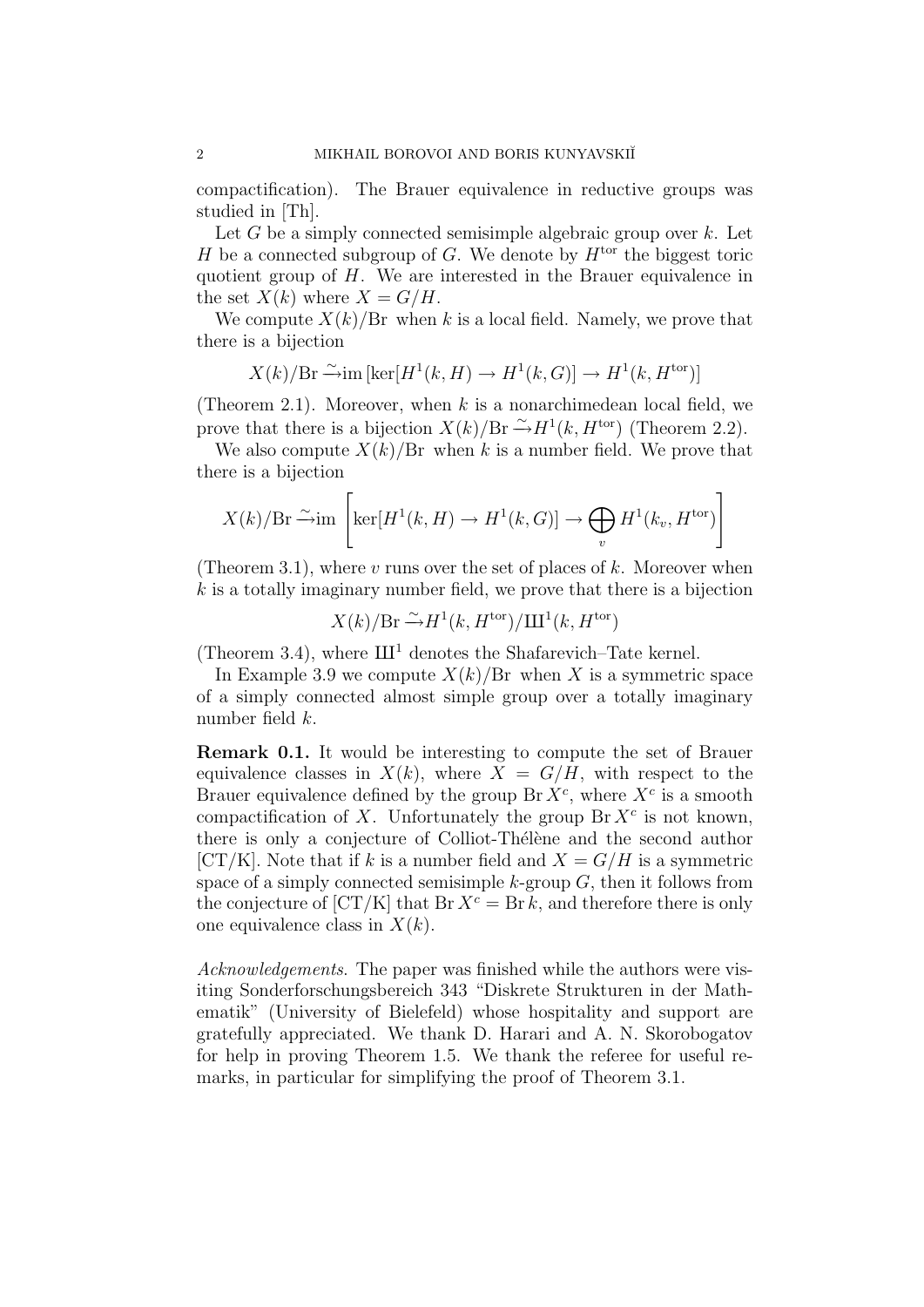compactification). The Brauer equivalence in reductive groups was studied in [Th].

Let $G$ be a simply connected semisimple algebraic group over $k$. Let $H$ be a connected subgroup of $G$. We denote by $H^{\rm tor}$ the biggest toric quotient group of $H$. We are interested in the Brauer equivalence in the set $X(k)$ where $X = G/H$.

We compute $X(k)/\mathrm{Br}$ when $k$ is a local field. Namely, we prove that there is a bijection

$$X(k)/\mathrm{Br} \xrightarrow{\sim} \mathrm{im}\,[\ker[H^1(k,H) \to H^1(k,G)] \to H^1(k,H^{\rm tor})]$$

(Theorem 2.1). Moreover, when $k$ is a nonarchimedean local field, we prove that there is a bijection $X(k)/\mathrm{Br} \xrightarrow{\sim} H^1(k,H^{\rm tor})$ (Theorem 2.2).

We also compute $X(k)/\mathrm{Br}$ when $k$ is a number field. We prove that there is a bijection

$$X(k)/\mathrm{Br} \xrightarrow{\sim} \mathrm{im}\left[\ker[H^1(k,H) \to H^1(k,G)] \to \bigoplus_v H^1(k_v,H^{\rm tor})\right]$$

(Theorem 3.1), where $v$ runs over the set of places of $k$. Moreover when $k$ is a totally imaginary number field, we prove that there is a bijection

$$X(k)/\mathrm{Br} \xrightarrow{\sim} H^1(k,H^{\rm tor})/\text{Ш}^1(k,H^{\rm tor})$$

(Theorem 3.4), where $\text{Ш}^1$ denotes the Shafarevich–Tate kernel.

In Example 3.9 we compute $X(k)/\mathrm{Br}$ when $X$ is a symmetric space of a simply connected almost simple group over a totally imaginary number field $k$.

**Remark 0.1.** It would be interesting to compute the set of Brauer equivalence classes in $X(k)$, where $X = G/H$, with respect to the Brauer equivalence defined by the group $\mathrm{Br}\,X^c$, where $X^c$ is a smooth compactification of $X$. Unfortunately the group $\mathrm{Br}\,X^c$ is not known, there is only a conjecture of Colliot-Thélène and the second author [CT/K]. Note that if $k$ is a number field and $X = G/H$ is a symmetric space of a simply connected semisimple $k$-group $G$, then it follows from the conjecture of [CT/K] that $\mathrm{Br}\,X^c = \mathrm{Br}\,k$, and therefore there is only one equivalence class in $X(k)$.

*Acknowledgements*. The paper was finished while the authors were visiting Sonderforschungsbereich 343 "Diskrete Strukturen in der Mathematik" (University of Bielefeld) whose hospitality and support are gratefully appreciated. We thank D. Harari and A. N. Skorobogatov for help in proving Theorem 1.5. We thank the referee for useful remarks, in particular for simplifying the proof of Theorem 3.1.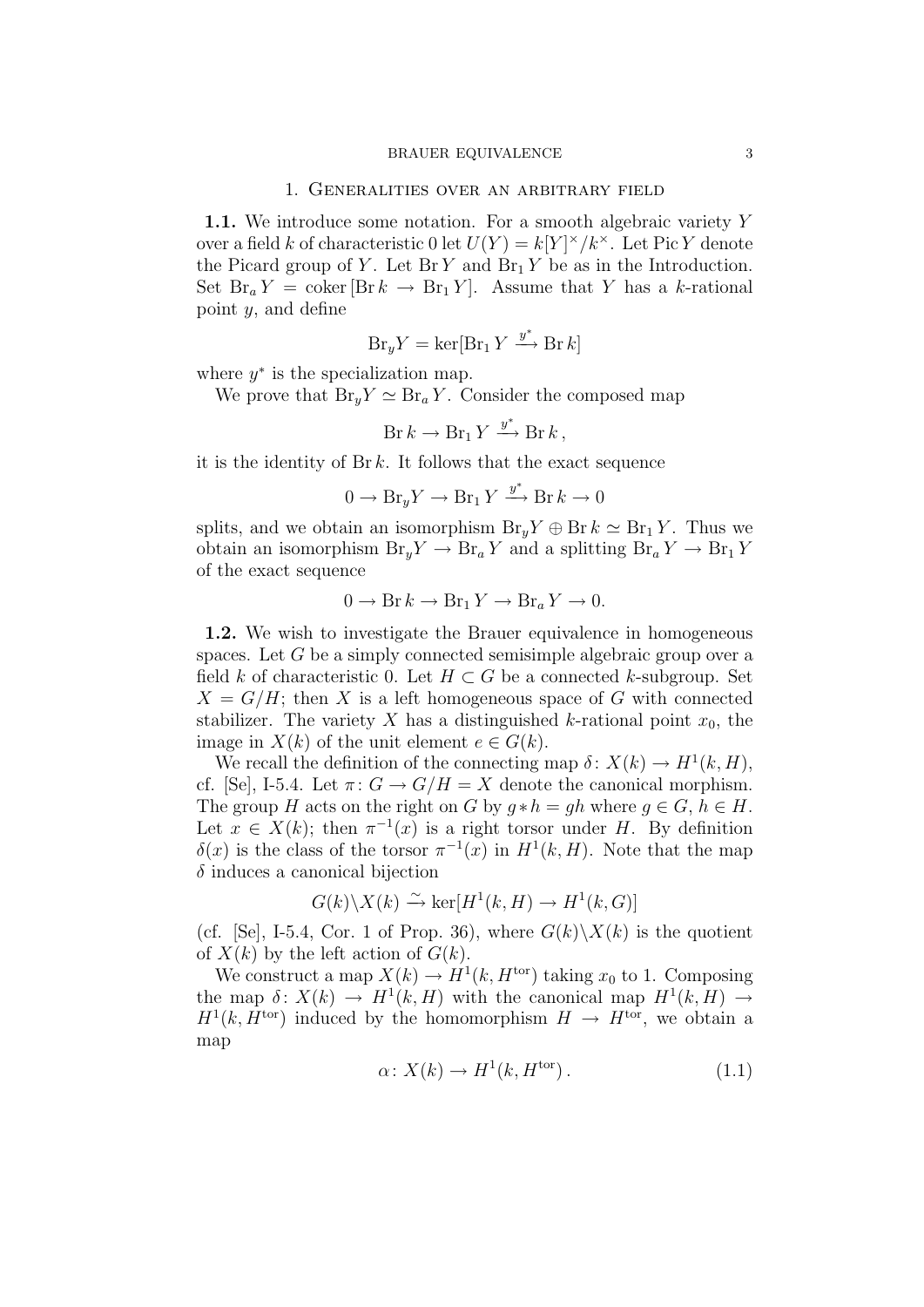## 1. Generalities over an arbitrary field

**1.1.** We introduce some notation. For a smooth algebraic variety $Y$ over a field $k$ of characteristic 0 let $U(Y) = k[Y]^\times / k^\times$. Let $\operatorname{Pic} Y$ denote the Picard group of $Y$. Let $\operatorname{Br} Y$ and $\operatorname{Br}_1 Y$ be as in the Introduction. Set $\operatorname{Br}_a Y = \operatorname{coker}[\operatorname{Br} k \to \operatorname{Br}_1 Y]$. Assume that $Y$ has a $k$-rational point $y$, and define

$$\operatorname{Br}_y Y = \ker[\operatorname{Br}_1 Y \xrightarrow{y^*} \operatorname{Br} k]$$

where $y^*$ is the specialization map.

We prove that $\operatorname{Br}_y Y \simeq \operatorname{Br}_a Y$. Consider the composed map

$$\operatorname{Br} k \to \operatorname{Br}_1 Y \xrightarrow{y^*} \operatorname{Br} k\,,$$

it is the identity of $\operatorname{Br} k$. It follows that the exact sequence

$$0 \to \operatorname{Br}_y Y \to \operatorname{Br}_1 Y \xrightarrow{y^*} \operatorname{Br} k \to 0$$

splits, and we obtain an isomorphism $\operatorname{Br}_y Y \oplus \operatorname{Br} k \simeq \operatorname{Br}_1 Y$. Thus we obtain an isomorphism $\operatorname{Br}_y Y \to \operatorname{Br}_a Y$ and a splitting $\operatorname{Br}_a Y \to \operatorname{Br}_1 Y$ of the exact sequence

$$0 \to \operatorname{Br} k \to \operatorname{Br}_1 Y \to \operatorname{Br}_a Y \to 0.$$

**1.2.** We wish to investigate the Brauer equivalence in homogeneous spaces. Let $G$ be a simply connected semisimple algebraic group over a field $k$ of characteristic 0. Let $H \subset G$ be a connected $k$-subgroup. Set $X = G/H$; then $X$ is a left homogeneous space of $G$ with connected stabilizer. The variety $X$ has a distinguished $k$-rational point $x_0$, the image in $X(k)$ of the unit element $e \in G(k)$.

We recall the definition of the connecting map $\delta\colon X(k) \to H^1(k, H)$, cf. [Se], I-5.4. Let $\pi\colon G \to G/H = X$ denote the canonical morphism. The group $H$ acts on the right on $G$ by $g * h = gh$ where $g \in G$, $h \in H$. Let $x \in X(k)$; then $\pi^{-1}(x)$ is a right torsor under $H$. By definition $\delta(x)$ is the class of the torsor $\pi^{-1}(x)$ in $H^1(k, H)$. Note that the map $\delta$ induces a canonical bijection

$$G(k)\backslash X(k) \xrightarrow{\sim} \ker[H^1(k, H) \to H^1(k, G)]$$

(cf. [Se], I-5.4, Cor. 1 of Prop. 36), where $G(k)\backslash X(k)$ is the quotient of $X(k)$ by the left action of $G(k)$.

We construct a map $X(k) \to H^1(k, H^{\text{tor}})$ taking $x_0$ to 1. Composing the map $\delta\colon X(k) \to H^1(k, H)$ with the canonical map $H^1(k, H) \to H^1(k, H^{\text{tor}})$ induced by the homomorphism $H \to H^{\text{tor}}$, we obtain a map

$$\alpha\colon X(k) \to H^1(k, H^{\text{tor}})\,. \tag{1.1}$$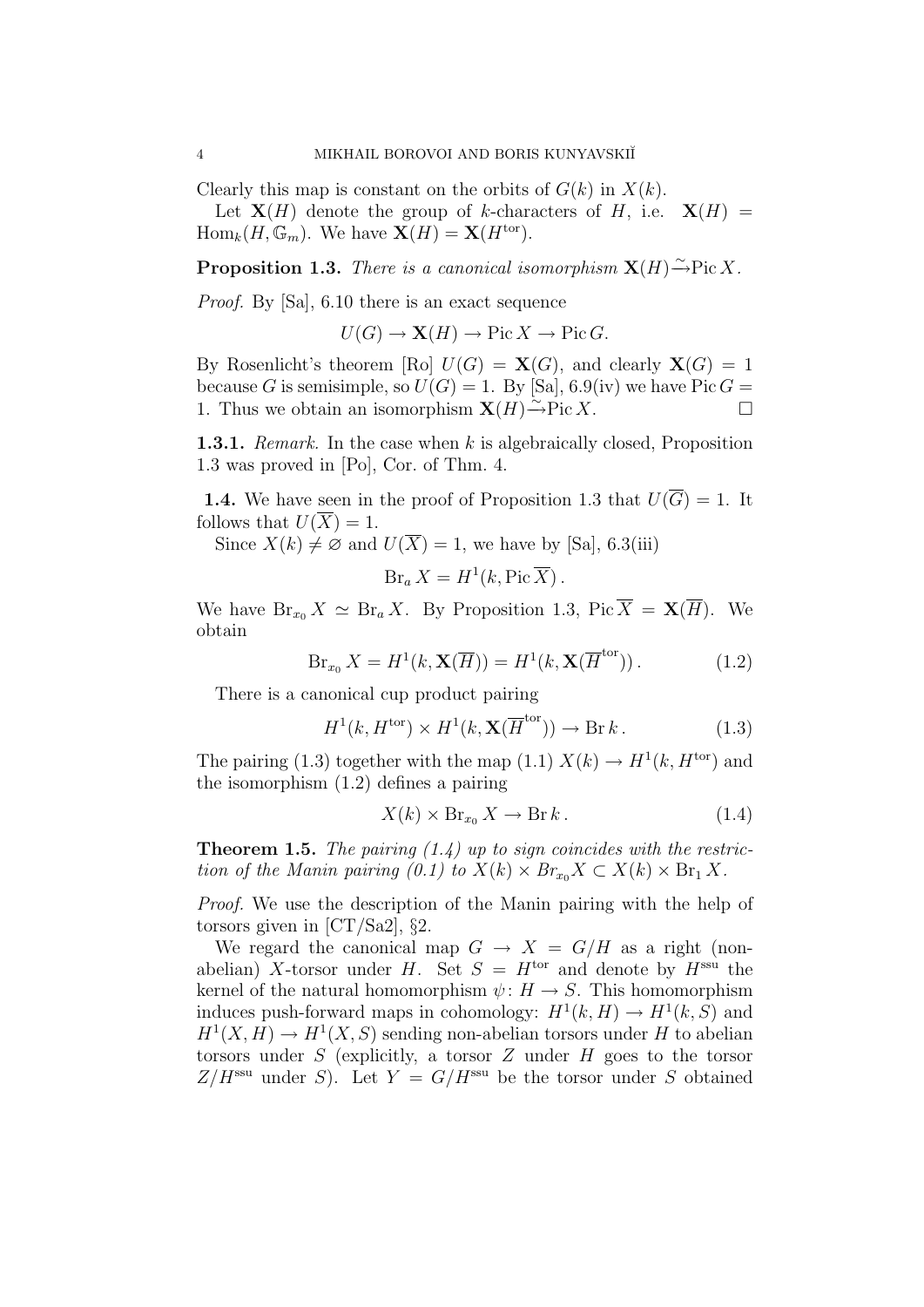Clearly this map is constant on the orbits of $G(k)$ in $X(k)$.

Let $\mathbf{X}(H)$ denote the group of $k$-characters of $H$, i.e. $\mathbf{X}(H) = \mathrm{Hom}_k(H, \mathbb{G}_m)$. We have $\mathbf{X}(H) = \mathbf{X}(H^{\mathrm{tor}})$.

**Proposition 1.3.** *There is a canonical isomorphism* $\mathbf{X}(H) \xrightarrow{\sim} \mathrm{Pic}\, X$.

*Proof.* By [Sa], 6.10 there is an exact sequence

$$U(G) \to \mathbf{X}(H) \to \mathrm{Pic}\, X \to \mathrm{Pic}\, G.$$

By Rosenlicht's theorem [Ro] $U(G) = \mathbf{X}(G)$, and clearly $\mathbf{X}(G) = 1$ because $G$ is semisimple, so $U(G) = 1$. By [Sa], 6.9(iv) we have $\mathrm{Pic}\, G = 1$. Thus we obtain an isomorphism $\mathbf{X}(H) \xrightarrow{\sim} \mathrm{Pic}\, X$. $\square$

**1.3.1.** *Remark.* In the case when $k$ is algebraically closed, Proposition 1.3 was proved in [Po], Cor. of Thm. 4.

**1.4.** We have seen in the proof of Proposition 1.3 that $U(\overline{G}) = 1$. It follows that $U(\overline{X}) = 1$.

Since $X(k) \neq \varnothing$ and $U(\overline{X}) = 1$, we have by [Sa], 6.3(iii)

$$\mathrm{Br}_a\, X = H^1(k, \mathrm{Pic}\, \overline{X})\,.$$

We have $\mathrm{Br}_{x_0} X \simeq \mathrm{Br}_a\, X$. By Proposition 1.3, $\mathrm{Pic}\, \overline{X} = \mathbf{X}(\overline{H})$. We obtain

$$\mathrm{Br}_{x_0} X = H^1(k, \mathbf{X}(\overline{H})) = H^1(k, \mathbf{X}(\overline{H}^{\mathrm{tor}}))\,. \tag{1.2}$$

There is a canonical cup product pairing

$$H^1(k, H^{\mathrm{tor}}) \times H^1(k, \mathbf{X}(\overline{H}^{\mathrm{tor}})) \to \mathrm{Br}\, k\,. \tag{1.3}$$

The pairing (1.3) together with the map (1.1) $X(k) \to H^1(k, H^{\mathrm{tor}})$ and the isomorphism (1.2) defines a pairing

$$X(k) \times \mathrm{Br}_{x_0} X \to \mathrm{Br}\, k\,. \tag{1.4}$$

**Theorem 1.5.** *The pairing (1.4) up to sign coincides with the restriction of the Manin pairing (0.1) to* $X(k) \times Br_{x_0} X \subset X(k) \times \mathrm{Br}_1 X$.

*Proof.* We use the description of the Manin pairing with the help of torsors given in [CT/Sa2], §2.

We regard the canonical map $G \to X = G/H$ as a right (non-abelian) $X$-torsor under $H$. Set $S = H^{\mathrm{tor}}$ and denote by $H^{\mathrm{ssu}}$ the kernel of the natural homomorphism $\psi \colon H \to S$. This homomorphism induces push-forward maps in cohomology: $H^1(k, H) \to H^1(k, S)$ and $H^1(X, H) \to H^1(X, S)$ sending non-abelian torsors under $H$ to abelian torsors under $S$ (explicitly, a torsor $Z$ under $H$ goes to the torsor $Z/H^{\mathrm{ssu}}$ under $S$). Let $Y = G/H^{\mathrm{ssu}}$ be the torsor under $S$ obtained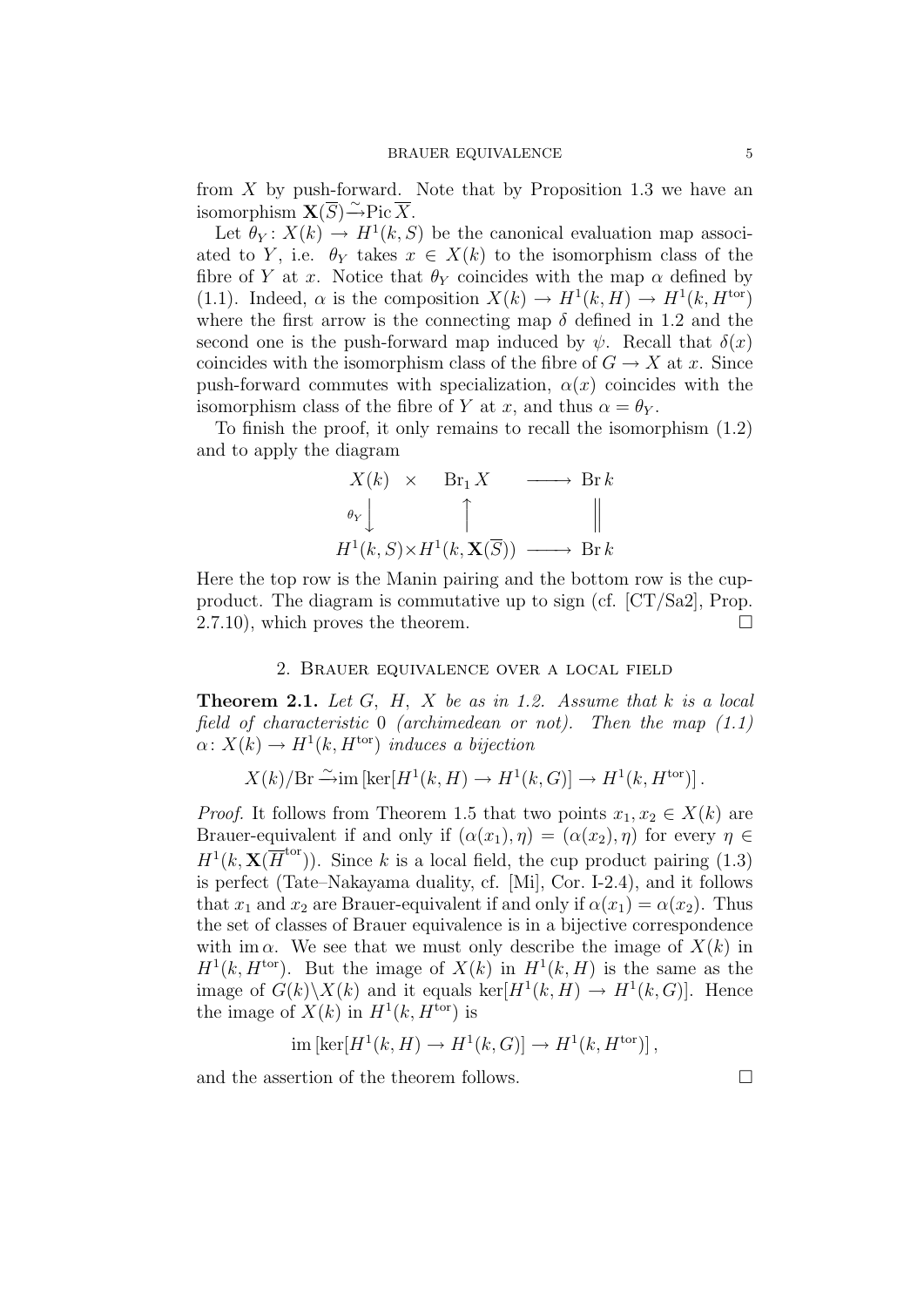from $X$ by push-forward. Note that by Proposition 1.3 we have an isomorphism $\mathbf{X}(\overline{S}) \xrightarrow{\sim} \operatorname{Pic} \overline{X}$.

Let $\theta_Y : X(k) \to H^1(k, S)$ be the canonical evaluation map associated to $Y$, i.e. $\theta_Y$ takes $x \in X(k)$ to the isomorphism class of the fibre of $Y$ at $x$. Notice that $\theta_Y$ coincides with the map $\alpha$ defined by (1.1). Indeed, $\alpha$ is the composition $X(k) \to H^1(k, H) \to H^1(k, H^{\rm tor})$ where the first arrow is the connecting map $\delta$ defined in 1.2 and the second one is the push-forward map induced by $\psi$. Recall that $\delta(x)$ coincides with the isomorphism class of the fibre of $G \to X$ at $x$. Since push-forward commutes with specialization, $\alpha(x)$ coincides with the isomorphism class of the fibre of $Y$ at $x$, and thus $\alpha = \theta_Y$.

To finish the proof, it only remains to recall the isomorphism (1.2) and to apply the diagram

$$\begin{array}{ccccc} X(k) & \times & \operatorname{Br}_1 X & \longrightarrow & \operatorname{Br} k \\ {\scriptstyle \theta_Y}\downarrow & & \uparrow & & \| \\ H^1(k,S) & \times & H^1(k, \mathbf{X}(\overline{S})) & \longrightarrow & \operatorname{Br} k \end{array}$$

Here the top row is the Manin pairing and the bottom row is the cup-product. The diagram is commutative up to sign (cf. [CT/Sa2], Prop. 2.7.10), which proves the theorem. □

## 2. Brauer equivalence over a local field

**Theorem 2.1.** *Let $G$, $H$, $X$ be as in 1.2. Assume that $k$ is a local field of characteristic $0$ (archimedean or not). Then the map (1.1) $\alpha \colon X(k) \to H^1(k, H^{\rm tor})$ induces a bijection*

$$X(k)/\mathrm{Br} \xrightarrow{\sim} \operatorname{im}\left[\ker[H^1(k,H) \to H^1(k,G)] \to H^1(k, H^{\rm tor})\right].$$

*Proof.* It follows from Theorem 1.5 that two points $x_1, x_2 \in X(k)$ are Brauer-equivalent if and only if $(\alpha(x_1), \eta) = (\alpha(x_2), \eta)$ for every $\eta \in H^1(k, \mathbf{X}(\overline{H}^{\rm tor}))$. Since $k$ is a local field, the cup product pairing (1.3) is perfect (Tate–Nakayama duality, cf. [Mi], Cor. I-2.4), and it follows that $x_1$ and $x_2$ are Brauer-equivalent if and only if $\alpha(x_1) = \alpha(x_2)$. Thus the set of classes of Brauer equivalence is in a bijective correspondence with $\operatorname{im} \alpha$. We see that we must only describe the image of $X(k)$ in $H^1(k, H^{\rm tor})$. But the image of $X(k)$ in $H^1(k, H)$ is the same as the image of $G(k)\backslash X(k)$ and it equals $\ker[H^1(k,H) \to H^1(k,G)]$. Hence the image of $X(k)$ in $H^1(k, H^{\rm tor})$ is

$$\operatorname{im}\left[\ker[H^1(k,H) \to H^1(k,G)] \to H^1(k, H^{\rm tor})\right],$$

and the assertion of the theorem follows. □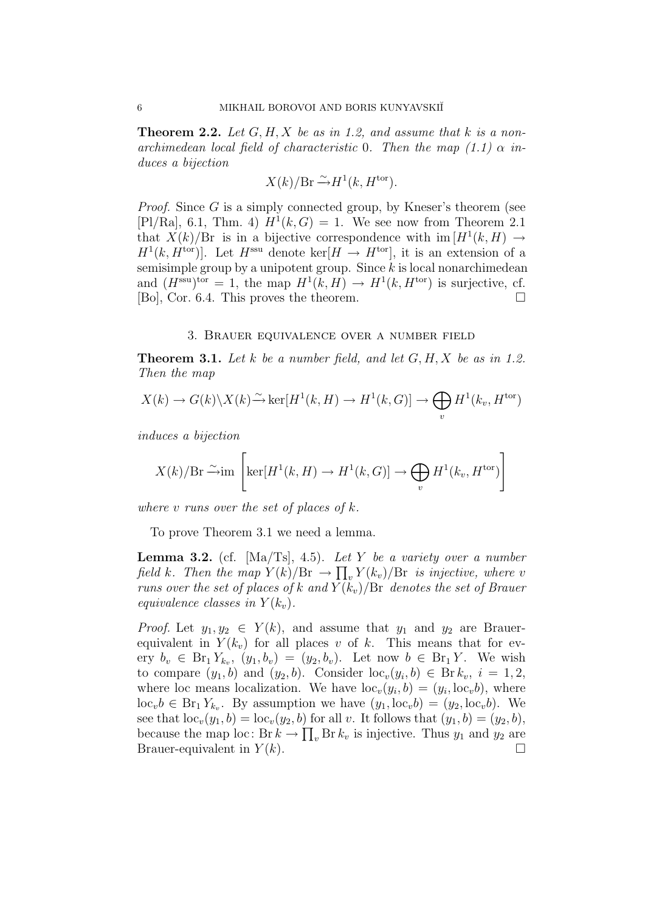**Theorem 2.2.** *Let $G, H, X$ be as in 1.2, and assume that $k$ is a non-archimedean local field of characteristic 0. Then the map (1.1) $\alpha$ induces a bijection*

$$X(k)/\mathrm{Br} \xrightarrow{\sim} H^1(k, H^{\mathrm{tor}}).$$

*Proof.* Since $G$ is a simply connected group, by Kneser's theorem (see [Pl/Ra], 6.1, Thm. 4) $H^1(k, G) = 1$. We see now from Theorem 2.1 that $X(k)/\mathrm{Br}$ is in a bijective correspondence with $\mathrm{im}\,[H^1(k, H) \to H^1(k, H^{\mathrm{tor}})]$. Let $H^{\mathrm{ssu}}$ denote $\ker[H \to H^{\mathrm{tor}}]$, it is an extension of a semisimple group by a unipotent group. Since $k$ is local nonarchimedean and $(H^{\mathrm{ssu}})^{\mathrm{tor}} = 1$, the map $H^1(k, H) \to H^1(k, H^{\mathrm{tor}})$ is surjective, cf. [Bo], Cor. 6.4. This proves the theorem. $\square$

## 3. Brauer equivalence over a number field

**Theorem 3.1.** *Let $k$ be a number field, and let $G, H, X$ be as in 1.2. Then the map*

$$X(k) \to G(k)\backslash X(k) \xrightarrow{\sim} \ker[H^1(k, H) \to H^1(k, G)] \to \bigoplus_v H^1(k_v, H^{\mathrm{tor}})$$

*induces a bijection*

$$X(k)/\mathrm{Br} \xrightarrow{\sim} \mathrm{im}\left[\ker[H^1(k, H) \to H^1(k, G)] \to \bigoplus_v H^1(k_v, H^{\mathrm{tor}})\right]$$

*where $v$ runs over the set of places of $k$.*

To prove Theorem 3.1 we need a lemma.

**Lemma 3.2.** (cf. [Ma/Ts], 4.5). *Let $Y$ be a variety over a number field $k$. Then the map $Y(k)/\mathrm{Br} \to \prod_v Y(k_v)/\mathrm{Br}$ is injective, where $v$ runs over the set of places of $k$ and $Y(k_v)/\mathrm{Br}$ denotes the set of Brauer equivalence classes in $Y(k_v)$.*

*Proof.* Let $y_1, y_2 \in Y(k)$, and assume that $y_1$ and $y_2$ are Brauer-equivalent in $Y(k_v)$ for all places $v$ of $k$. This means that for every $b_v \in \mathrm{Br}_1 Y_{k_v}$, $(y_1, b_v) = (y_2, b_v)$. Let now $b \in \mathrm{Br}_1 Y$. We wish to compare $(y_1, b)$ and $(y_2, b)$. Consider $\mathrm{loc}_v(y_i, b) \in \mathrm{Br}\, k_v$, $i = 1, 2$, where loc means localization. We have $\mathrm{loc}_v(y_i, b) = (y_i, \mathrm{loc}_v b)$, where $\mathrm{loc}_v b \in \mathrm{Br}_1 Y_{k_v}$. By assumption we have $(y_1, \mathrm{loc}_v b) = (y_2, \mathrm{loc}_v b)$. We see that $\mathrm{loc}_v(y_1, b) = \mathrm{loc}_v(y_2, b)$ for all $v$. It follows that $(y_1, b) = (y_2, b)$, because the map $\mathrm{loc}\colon \mathrm{Br}\, k \to \prod_v \mathrm{Br}\, k_v$ is injective. Thus $y_1$ and $y_2$ are Brauer-equivalent in $Y(k)$. $\square$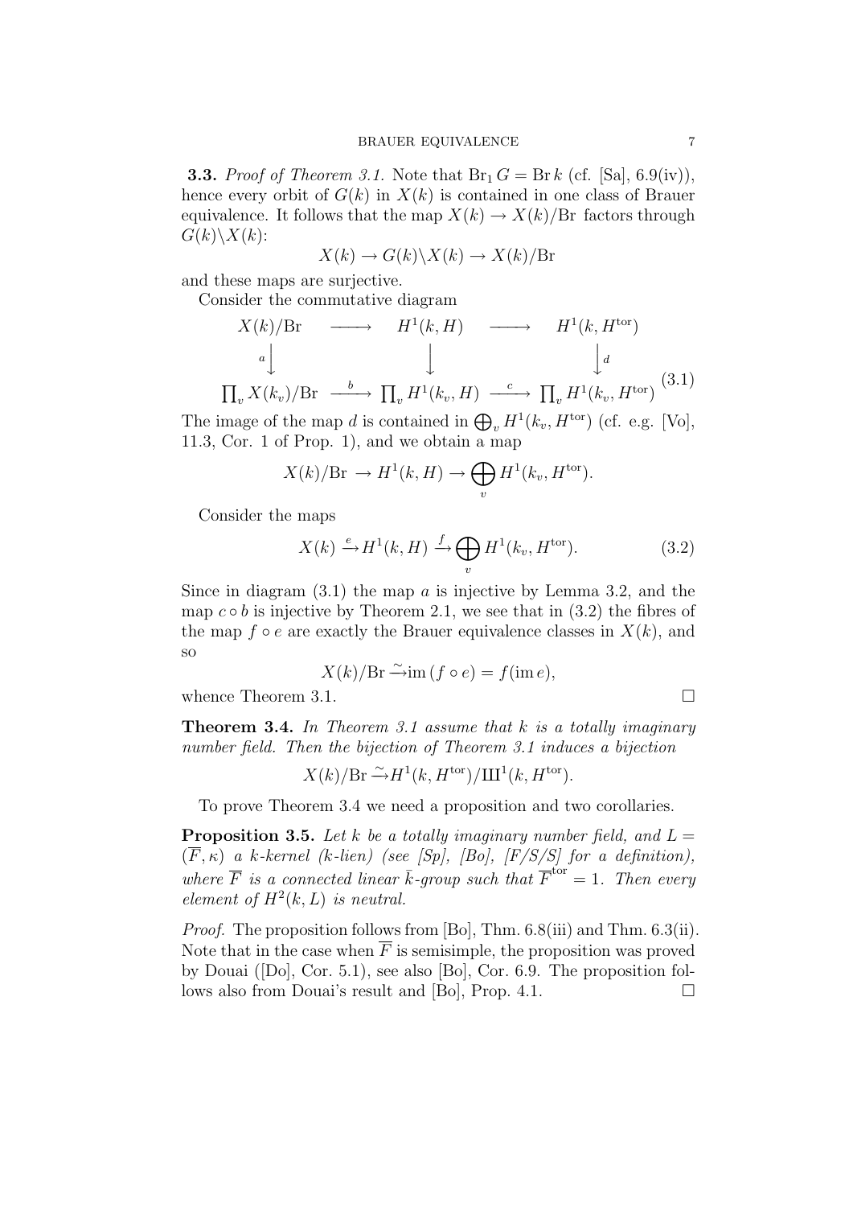**3.3.** *Proof of Theorem 3.1.* Note that $\mathrm{Br}_1 G = \mathrm{Br}\, k$ (cf. [Sa], 6.9(iv)), hence every orbit of $G(k)$ in $X(k)$ is contained in one class of Brauer equivalence. It follows that the map $X(k) \to X(k)/\mathrm{Br}$ factors through $G(k)\backslash X(k)$:

$$X(k) \to G(k)\backslash X(k) \to X(k)/\mathrm{Br}$$

and these maps are surjective.

Consider the commutative diagram

$$\begin{array}{ccccc} X(k)/\mathrm{Br} & \longrightarrow & H^1(k,H) & \longrightarrow & H^1(k,H^{\mathrm{tor}}) \\ {\scriptstyle a}\downarrow & & \downarrow & & \downarrow{\scriptstyle d} \\ \prod_v X(k_v)/\mathrm{Br} & \xrightarrow{\ b\ } & \prod_v H^1(k_v,H) & \xrightarrow{\ c\ } & \prod_v H^1(k_v,H^{\mathrm{tor}}) \end{array} \tag{3.1}$$

The image of the map $d$ is contained in $\bigoplus_v H^1(k_v, H^{\mathrm{tor}})$ (cf. e.g. [Vo], 11.3, Cor. 1 of Prop. 1), and we obtain a map

$$X(k)/\mathrm{Br} \to H^1(k,H) \to \bigoplus_v H^1(k_v, H^{\mathrm{tor}}).$$

Consider the maps

$$X(k) \xrightarrow{e} H^1(k,H) \xrightarrow{f} \bigoplus_v H^1(k_v, H^{\mathrm{tor}}). \tag{3.2}$$

Since in diagram (3.1) the map $a$ is injective by Lemma 3.2, and the map $c \circ b$ is injective by Theorem 2.1, we see that in (3.2) the fibres of the map $f \circ e$ are exactly the Brauer equivalence classes in $X(k)$, and so

$$X(k)/\mathrm{Br} \xrightarrow{\sim} \mathrm{im}\,(f \circ e) = f(\mathrm{im}\, e),$$

whence Theorem 3.1. $\square$

**Theorem 3.4.** *In Theorem 3.1 assume that $k$ is a totally imaginary number field. Then the bijection of Theorem 3.1 induces a bijection*

$$X(k)/\mathrm{Br} \xrightarrow{\sim} H^1(k, H^{\mathrm{tor}})/\text{Ш}^1(k, H^{\mathrm{tor}}).$$

To prove Theorem 3.4 we need a proposition and two corollaries.

**Proposition 3.5.** *Let $k$ be a totally imaginary number field, and $L = (\overline{F}, \kappa)$ a $k$-kernel ($k$-lien) (see [Sp], [Bo], [F/S/S] for a definition), where $\overline{F}$ is a connected linear $\bar{k}$-group such that $\overline{F}^{\mathrm{tor}} = 1$. Then every element of $H^2(k, L)$ is neutral.*

*Proof.* The proposition follows from [Bo], Thm. 6.8(iii) and Thm. 6.3(ii). Note that in the case when $\overline{F}$ is semisimple, the proposition was proved by Douai ([Do], Cor. 5.1), see also [Bo], Cor. 6.9. The proposition follows also from Douai's result and [Bo], Prop. 4.1. $\square$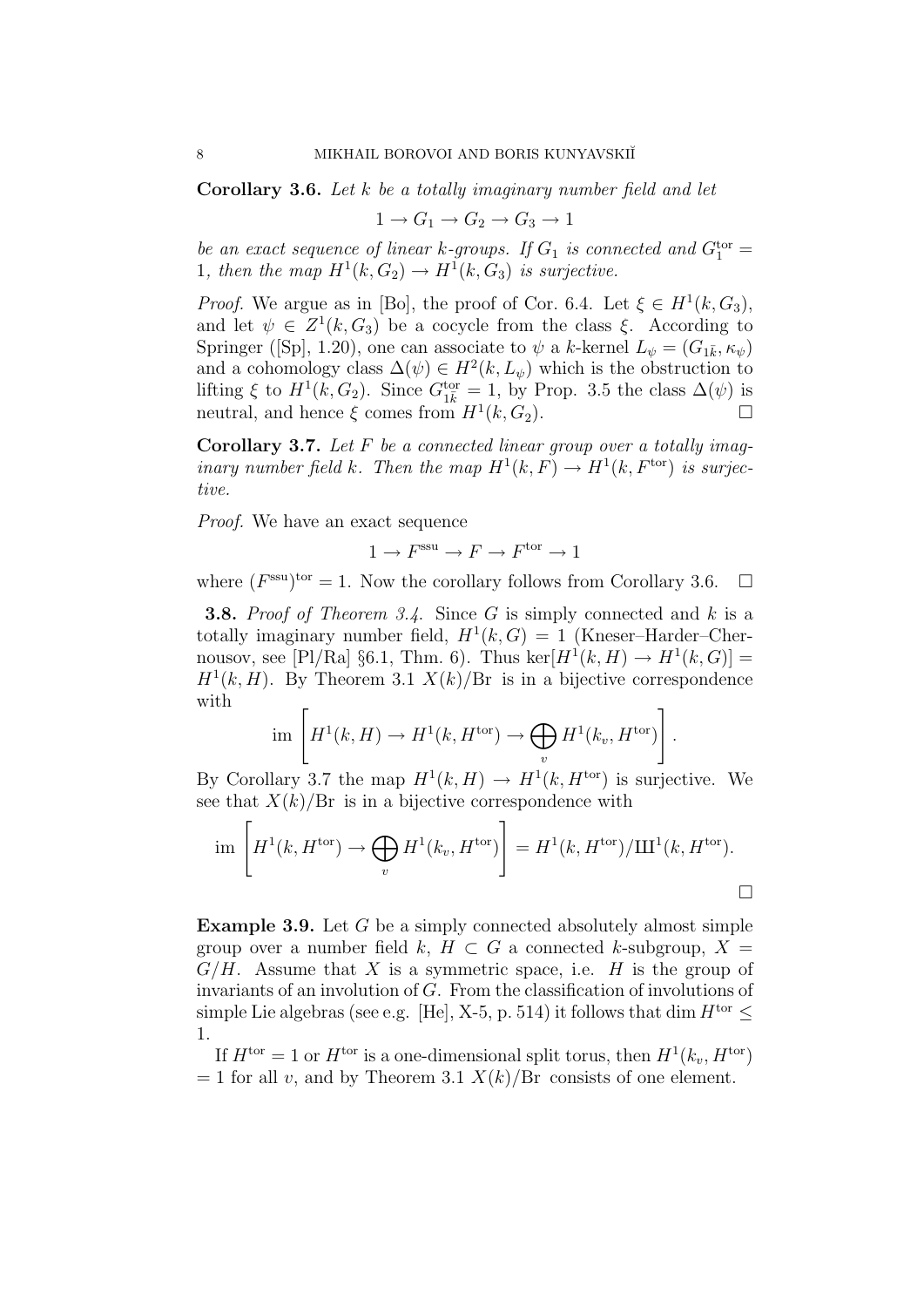**Corollary 3.6.** *Let $k$ be a totally imaginary number field and let*

$$1 \to G_1 \to G_2 \to G_3 \to 1$$

*be an exact sequence of linear $k$-groups. If $G_1$ is connected and $G_1^{\rm tor} = 1$, then the map $H^1(k, G_2) \to H^1(k, G_3)$ is surjective.*

*Proof.* We argue as in [Bo], the proof of Cor. 6.4. Let $\xi \in H^1(k, G_3)$, and let $\psi \in Z^1(k, G_3)$ be a cocycle from the class $\xi$. According to Springer ([Sp], 1.20), one can associate to $\psi$ a $k$-kernel $L_\psi = (G_{1\bar{k}}, \kappa_\psi)$ and a cohomology class $\Delta(\psi) \in H^2(k, L_\psi)$ which is the obstruction to lifting $\xi$ to $H^1(k, G_2)$. Since $G_{1\bar{k}}^{\rm tor} = 1$, by Prop. 3.5 the class $\Delta(\psi)$ is neutral, and hence $\xi$ comes from $H^1(k, G_2)$. □

**Corollary 3.7.** *Let $F$ be a connected linear group over a totally imaginary number field $k$. Then the map $H^1(k, F) \to H^1(k, F^{\rm tor})$ is surjective.*

*Proof.* We have an exact sequence

$$1 \to F^{\rm ssu} \to F \to F^{\rm tor} \to 1$$

where $(F^{\rm ssu})^{\rm tor} = 1$. Now the corollary follows from Corollary 3.6. □

**3.8.** *Proof of Theorem 3.4.* Since $G$ is simply connected and $k$ is a totally imaginary number field, $H^1(k, G) = 1$ (Kneser–Harder–Chernousov, see [Pl/Ra] §6.1, Thm. 6). Thus $\ker[H^1(k, H) \to H^1(k, G)] = H^1(k, H)$. By Theorem 3.1 $X(k)/\mathrm{Br}$ is in a bijective correspondence with

$$\mathrm{im}\left[H^1(k, H) \to H^1(k, H^{\rm tor}) \to \bigoplus_v H^1(k_v, H^{\rm tor})\right].$$

By Corollary 3.7 the map $H^1(k, H) \to H^1(k, H^{\rm tor})$ is surjective. We see that $X(k)/\mathrm{Br}$ is in a bijective correspondence with

$$\mathrm{im}\left[H^1(k, H^{\rm tor}) \to \bigoplus_v H^1(k_v, H^{\rm tor})\right] = H^1(k, H^{\rm tor})/\text{Ш}^1(k, H^{\rm tor}).$$

□

**Example 3.9.** Let $G$ be a simply connected absolutely almost simple group over a number field $k$, $H \subset G$ a connected $k$-subgroup, $X = G/H$. Assume that $X$ is a symmetric space, i.e. $H$ is the group of invariants of an involution of $G$. From the classification of involutions of simple Lie algebras (see e.g. [He], X-5, p. 514) it follows that $\dim H^{\rm tor} \leq 1$.

If $H^{\rm tor} = 1$ or $H^{\rm tor}$ is a one-dimensional split torus, then $H^1(k_v, H^{\rm tor}) = 1$ for all $v$, and by Theorem 3.1 $X(k)/\mathrm{Br}$ consists of one element.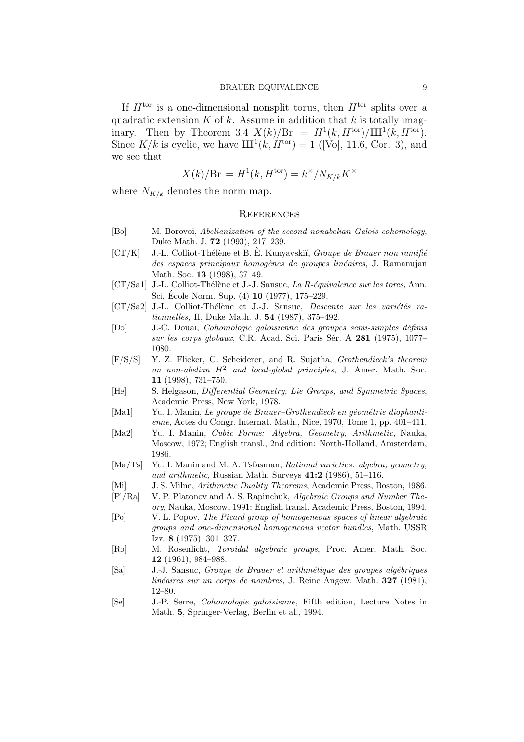If $H^{\rm tor}$ is a one-dimensional nonsplit torus, then $H^{\rm tor}$ splits over a quadratic extension $K$ of $k$. Assume in addition that $k$ is totally imaginary. Then by Theorem 3.4 $X(k)/\mathrm{Br} = H^1(k, H^{\rm tor})/Ш^1(k, H^{\rm tor})$. Since $K/k$ is cyclic, we have $Ш^1(k, H^{\rm tor}) = 1$ ([Vo], 11.6, Cor. 3), and we see that

$$X(k)/\mathrm{Br} = H^1(k, H^{\rm tor}) = k^\times/N_{K/k}K^\times$$

where $N_{K/k}$ denotes the norm map.

## References

- [Bo] M. Borovoi, *Abelianization of the second nonabelian Galois cohomology*, Duke Math. J. **72** (1993), 217–239.
- [CT/K] J.-L. Colliot-Thélène et B. È. Kunyavskiĭ, *Groupe de Brauer non ramifié des espaces principaux homogènes de groupes linéaires*, J. Ramanujan Math. Soc. **13** (1998), 37–49.
- [CT/Sa1] J.-L. Colliot-Thélène et J.-J. Sansuc, *La R-équivalence sur les tores,* Ann. Sci. École Norm. Sup. (4) **10** (1977), 175–229.
- [CT/Sa2] J.-L. Colliot-Thélène et J.-J. Sansuc, *Descente sur les variétés rationnelles,* II, Duke Math. J. **54** (1987), 375–492.
- [Do] J.-C. Douai, *Cohomologie galoisienne des groupes semi-simples définis sur les corps globaux*, C.R. Acad. Sci. Paris Sér. A **281** (1975), 1077–1080.
- [F/S/S] Y. Z. Flicker, C. Scheiderer, and R. Sujatha, *Grothendieck's theorem on non-abelian $H^2$ and local-global principles*, J. Amer. Math. Soc. **11** (1998), 731–750.
- [He] S. Helgason, *Differential Geometry, Lie Groups, and Symmetric Spaces*, Academic Press, New York, 1978.
- [Ma1] Yu. I. Manin, *Le groupe de Brauer–Grothendieck en géométrie diophantienne*, Actes du Congr. Internat. Math., Nice, 1970, Tome 1, pp. 401–411.
- [Ma2] Yu. I. Manin, *Cubic Forms: Algebra, Geometry, Arithmetic*, Nauka, Moscow, 1972; English transl., 2nd edition: North-Holland, Amsterdam, 1986.
- [Ma/Ts] Yu. I. Manin and M. A. Tsfasman, *Rational varieties: algebra, geometry, and arithmetic,* Russian Math. Surveys **41:2** (1986), 51–116.
- [Mi] J. S. Milne, *Arithmetic Duality Theorems*, Academic Press, Boston, 1986.
- [Pl/Ra] V. P. Platonov and A. S. Rapinchuk, *Algebraic Groups and Number Theory*, Nauka, Moscow, 1991; English transl. Academic Press, Boston, 1994.
- [Po] V. L. Popov, *The Picard group of homogeneous spaces of linear algebraic groups and one-dimensional homogeneous vector bundles*, Math. USSR Izv. **8** (1975), 301–327.
- [Ro] M. Rosenlicht, *Toroidal algebraic groups*, Proc. Amer. Math. Soc. **12** (1961), 984–988.
- [Sa] J.-J. Sansuc, *Groupe de Brauer et arithmétique des groupes algébriques linéaires sur un corps de nombres,* J. Reine Angew. Math. **327** (1981), 12–80.
- [Se] J.-P. Serre, *Cohomologie galoisienne,* Fifth edition, Lecture Notes in Math. **5**, Springer-Verlag, Berlin et al., 1994.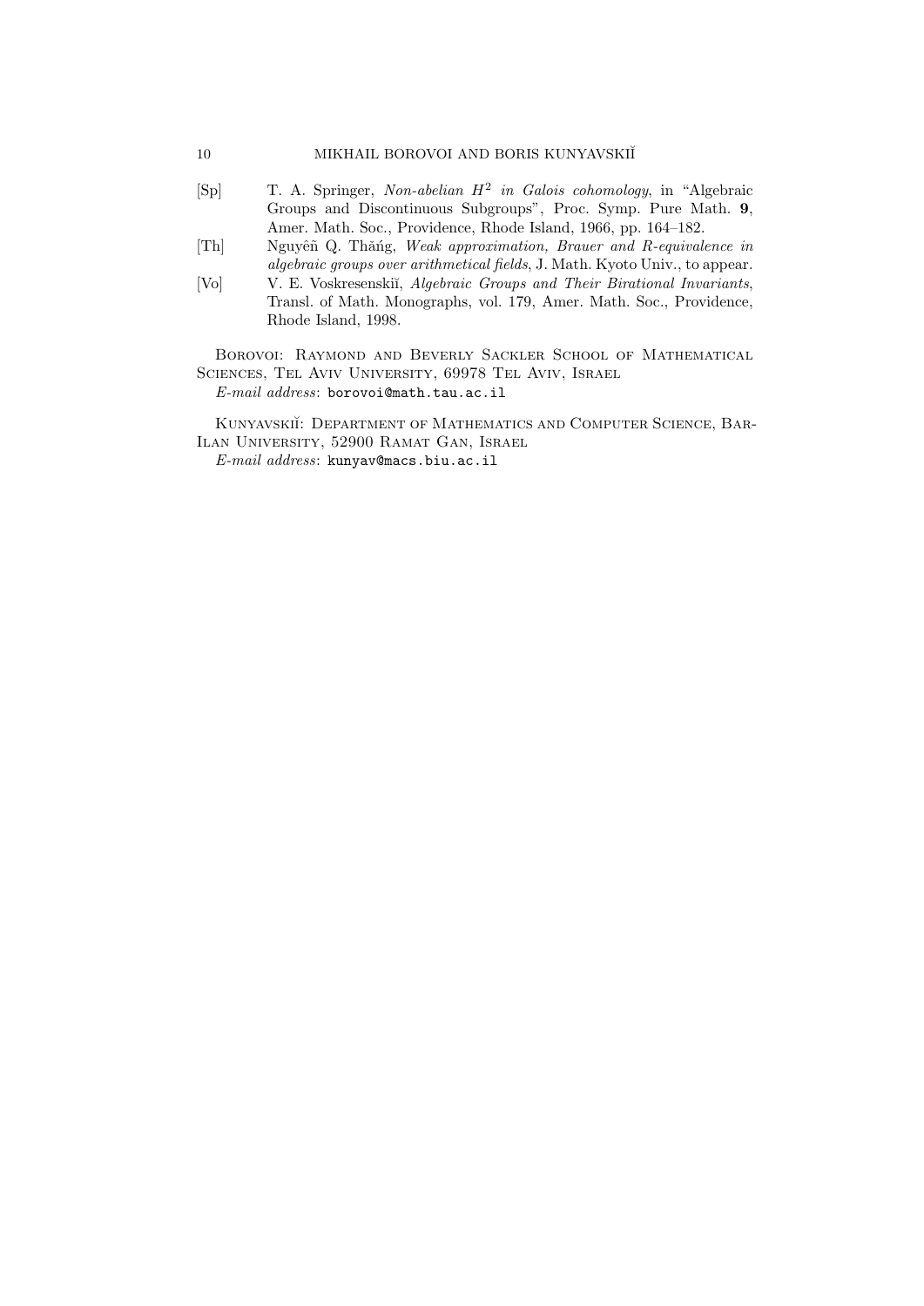[Sp] T. A. Springer, *Non-abelian $H^2$ in Galois cohomology*, in "Algebraic Groups and Discontinuous Subgroups", Proc. Symp. Pure Math. **9**, Amer. Math. Soc., Providence, Rhode Island, 1966, pp. 164–182.

[Th] Nguyêñ Q. Thăńg, *Weak approximation, Brauer and R-equivalence in algebraic groups over arithmetical fields*, J. Math. Kyoto Univ., to appear.

[Vo] V. E. Voskresenskiĭ, *Algebraic Groups and Their Birational Invariants*, Transl. of Math. Monographs, vol. 179, Amer. Math. Soc., Providence, Rhode Island, 1998.

Borovoi: Raymond and Beverly Sackler School of Mathematical Sciences, Tel Aviv University, 69978 Tel Aviv, Israel
*E-mail address*: `borovoi@math.tau.ac.il`

Kunyavskiĭ: Department of Mathematics and Computer Science, Bar-Ilan University, 52900 Ramat Gan, Israel
*E-mail address*: `kunyav@macs.biu.ac.il`